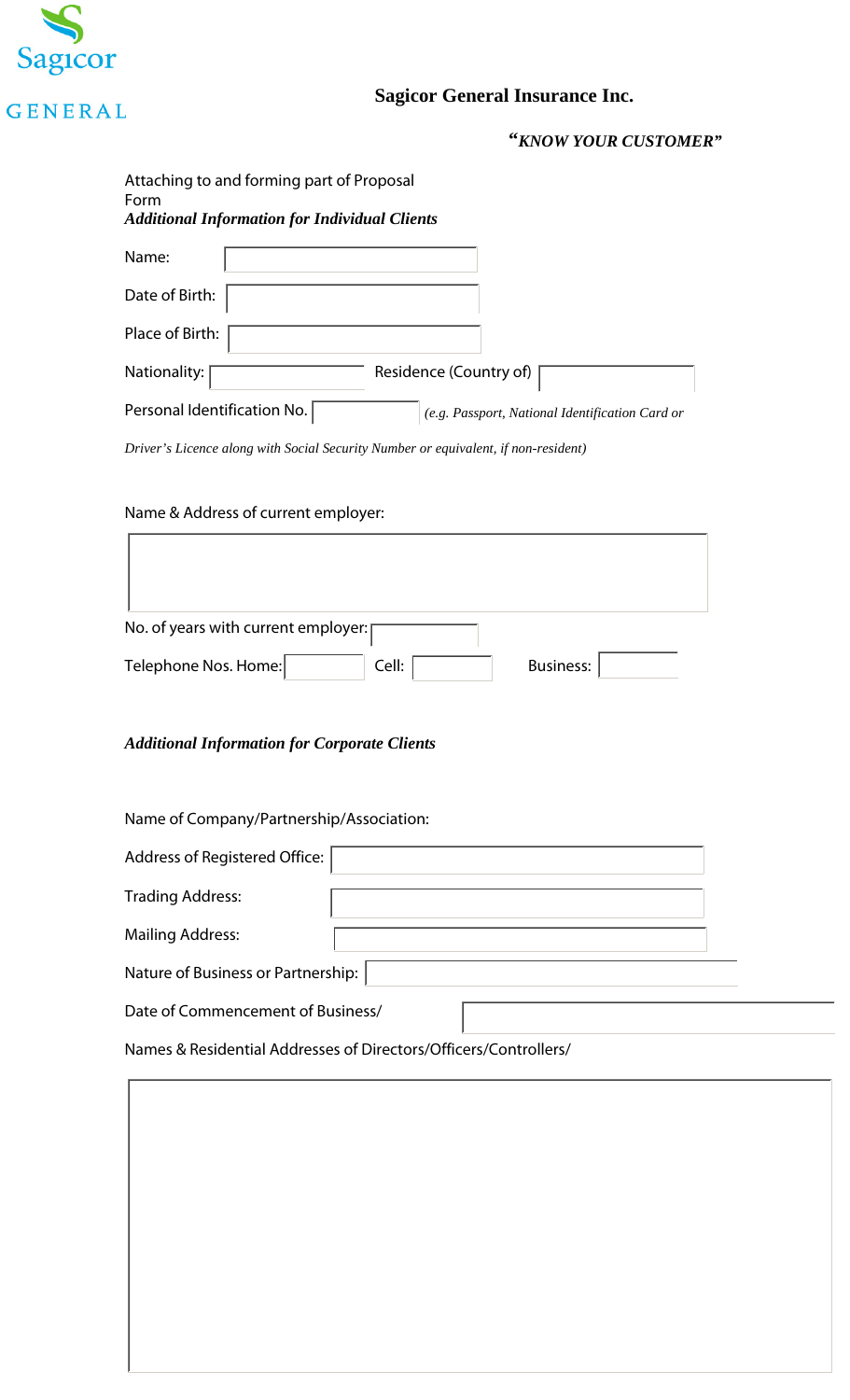Sagicor GENERAL

# Sagicor General Insurance Inc.

***"KNOW YOUR CUSTOMER"***

Attaching to and forming part of Proposal Form

***Additional Information for Individual Clients***

Name:

Date of Birth:

Place of Birth:

Nationality: Residence (Country of)

Personal Identification No. *(e.g. Passport, National Identification Card or Driver's Licence along with Social Security Number or equivalent, if non-resident)*

Name & Address of current employer:

No. of years with current employer:

Telephone Nos. Home: Cell: Business:

***Additional Information for Corporate Clients***

Name of Company/Partnership/Association:

Address of Registered Office:

Trading Address:

Mailing Address:

Nature of Business or Partnership:

Date of Commencement of Business/

Names & Residential Addresses of Directors/Officers/Controllers/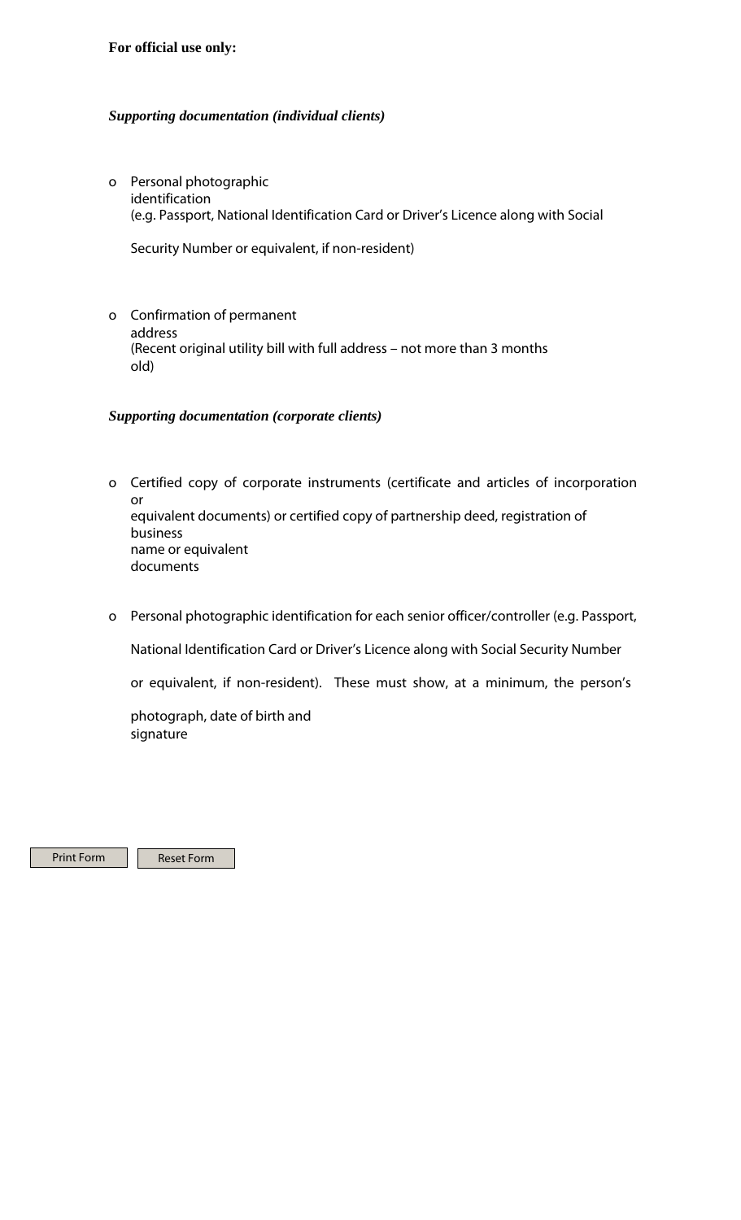**For official use only:**

***Supporting documentation (individual clients)***

- Personal photographic identification (e.g. Passport, National Identification Card or Driver's Licence along with Social Security Number or equivalent, if non-resident)

- Confirmation of permanent address (Recent original utility bill with full address – not more than 3 months old)

***Supporting documentation (corporate clients)***

- Certified copy of corporate instruments (certificate and articles of incorporation or equivalent documents) or certified copy of partnership deed, registration of business name or equivalent documents

- Personal photographic identification for each senior officer/controller (e.g. Passport, National Identification Card or Driver's Licence along with Social Security Number or equivalent, if non-resident). These must show, at a minimum, the person's photograph, date of birth and signature

Print Form | Reset Form